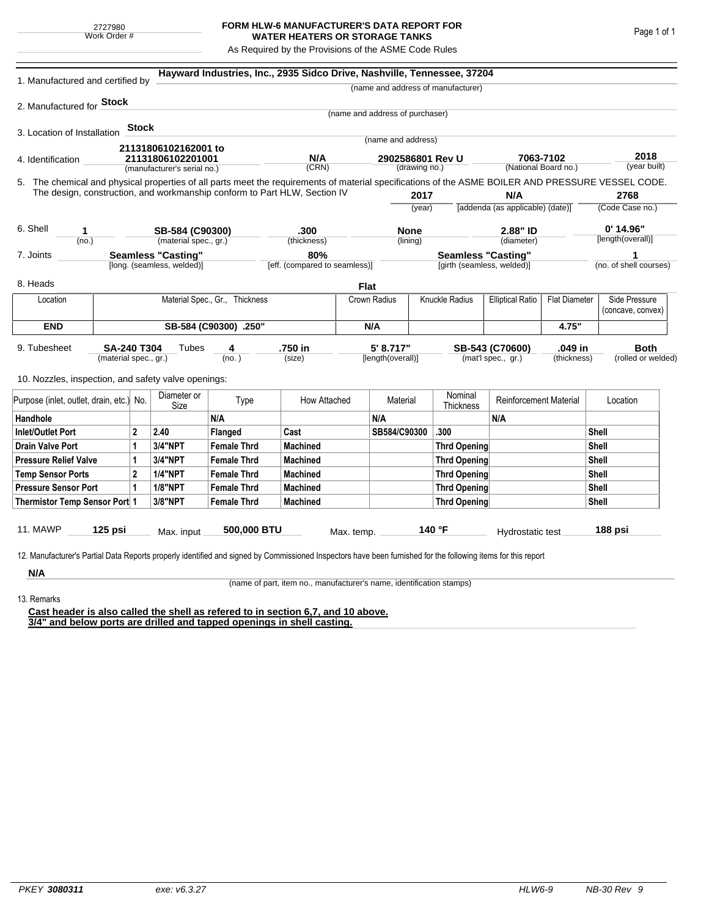2727980
Work Order #

# FORM HLW-6 MANUFACTURER'S DATA REPORT FOR WATER HEATERS OR STORAGE TANKS

As Required by the Provisions of the ASME Code Rules

1. Manufactured and certified by **Hayward Industries, Inc., 2935 Sidco Drive, Nashville, Tennessee, 37204**
(name and address of manufacturer)

2. Manufactured for **Stock**
(name and address of purchaser)

3. Location of Installation **Stock**
(name and address)

4. Identification **21131806102162001 to 21131806102201001** (manufacturer's serial no.) | **N/A** (CRN) | **2902586801 Rev U** (drawing no.) | **7063-7102** (National Board no.) | **2018** (year built)

5. The chemical and physical properties of all parts meet the requirements of material specifications of the ASME BOILER AND PRESSURE VESSEL CODE. The design, construction, and workmanship conform to Part HLW, Section IV **2017** (year) | **N/A** [addenda (as applicable) (date)] | **2768** (Code Case no.)

6. Shell **1** (no.) | **SB-584 (C90300)** (material spec., gr.) | **.300** (thickness) | **None** (lining) | **2.88" ID** (diameter) | **0' 14.96"** [length(overall)]

7. Joints **Seamless "Casting"** [long. (seamless, welded)] | **80%** [eff. (compared to seamless)] | **Seamless "Casting"** [girth (seamless, welded)] | **1** (no. of shell courses)

8. Heads **Flat**

| Location | Material Spec., Gr., Thickness | Crown Radius | Knuckle Radius | Elliptical Ratio | Flat Diameter | Side Pressure (concave, convex) |
|---|---|---|---|---|---|---|
| **END** | **SB-584 (C90300) .250"** | **N/A** | | | **4.75"** | |

9. Tubesheet **SA-240 T304** (material spec., gr.) Tubes **4** (no.) | **.750 in** (size) | **5' 8.717"** [length(overall)] | **SB-543 (C70600)** (mat'l spec., gr.) | **.049 in** (thickness) | **Both** (rolled or welded)

10. Nozzles, inspection, and safety valve openings:

| Purpose (inlet, outlet, drain, etc.) | No. | Diameter or Size | Type | How Attached | Material | Nominal Thickness | Reinforcement Material | Location |
|---|---|---|---|---|---|---|---|---|
| **Handhole** | | | **N/A** | | **N/A** | | **N/A** | |
| **Inlet/Outlet Port** | **2** | **2.40** | **Flanged** | **Cast** | **SB584/C90300** | **.300** | | **Shell** |
| **Drain Valve Port** | **1** | **3/4"NPT** | **Female Thrd** | **Machined** | | **Thrd Opening** | | **Shell** |
| **Pressure Relief Valve** | **1** | **3/4"NPT** | **Female Thrd** | **Machined** | | **Thrd Opening** | | **Shell** |
| **Temp Sensor Ports** | **2** | **1/4"NPT** | **Female Thrd** | **Machined** | | **Thrd Opening** | | **Shell** |
| **Pressure Sensor Port** | **1** | **1/8"NPT** | **Female Thrd** | **Machined** | | **Thrd Opening** | | **Shell** |
| **Thermistor Temp Sensor Port** | **1** | **3/8"NPT** | **Female Thrd** | **Machined** | | **Thrd Opening** | | **Shell** |

11. MAWP **125 psi** Max. input **500,000 BTU** Max. temp. **140 °F** Hydrostatic test **188 psi**

12. Manufacturer's Partial Data Reports properly identified and signed by Commissioned Inspectors have been furnished for the following items for this report

**N/A**
(name of part, item no., manufacturer's name, identification stamps)

13. Remarks

**Cast header is also called the shell as refered to in section 6,7, and 10 above.**
**3/4" and below ports are drilled and tapped openings in shell casting.**

PKEY **3080311** exe: v6.3.27 HLW6-9 NB-30 Rev 9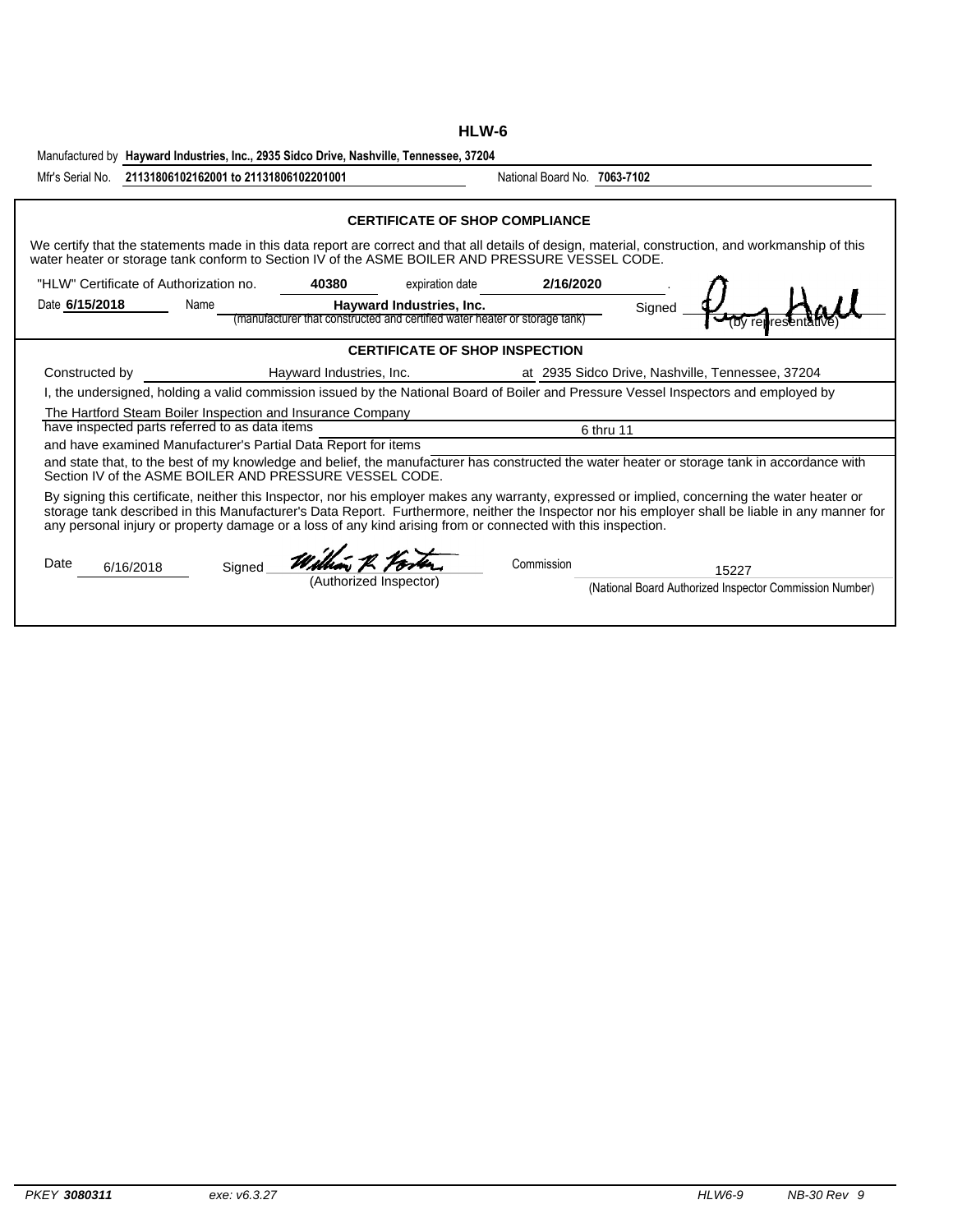# HLW-6

Manufactured by **Hayward Industries, Inc., 2935 Sidco Drive, Nashville, Tennessee, 37204**

Mfr's Serial No. **21131806102162001 to 21131806102201001** National Board No. **7063-7102**

## CERTIFICATE OF SHOP COMPLIANCE

We certify that the statements made in this data report are correct and that all details of design, material, construction, and workmanship of this water heater or storage tank conform to Section IV of the ASME BOILER AND PRESSURE VESSEL CODE.

"HLW" Certificate of Authorization no. **40380** expiration date **2/16/2020**.

Date **6/15/2018** Name **Hayward Industries, Inc.** Signed (by representative)

(manufacturer that constructed and certified water heater or storage tank)

## CERTIFICATE OF SHOP INSPECTION

Constructed by Hayward Industries, Inc. at 2935 Sidco Drive, Nashville, Tennessee, 37204

I, the undersigned, holding a valid commission issued by the National Board of Boiler and Pressure Vessel Inspectors and employed by The Hartford Steam Boiler Inspection and Insurance Company have inspected parts referred to as data items 6 thru 11 and have examined Manufacturer's Partial Data Report for items and state that, to the best of my knowledge and belief, the manufacturer has constructed the water heater or storage tank in accordance with Section IV of the ASME BOILER AND PRESSURE VESSEL CODE.

By signing this certificate, neither this Inspector, nor his employer makes any warranty, expressed or implied, concerning the water heater or storage tank described in this Manufacturer's Data Report. Furthermore, neither the Inspector nor his employer shall be liable in any manner for any personal injury or property damage or a loss of any kind arising from or connected with this inspection.

Date 6/16/2018 Signed (Authorized Inspector) Commission 15227 (National Board Authorized Inspector Commission Number)

PKEY 3080311 exe: v6.3.27 HLW6-9 NB-30 Rev 9